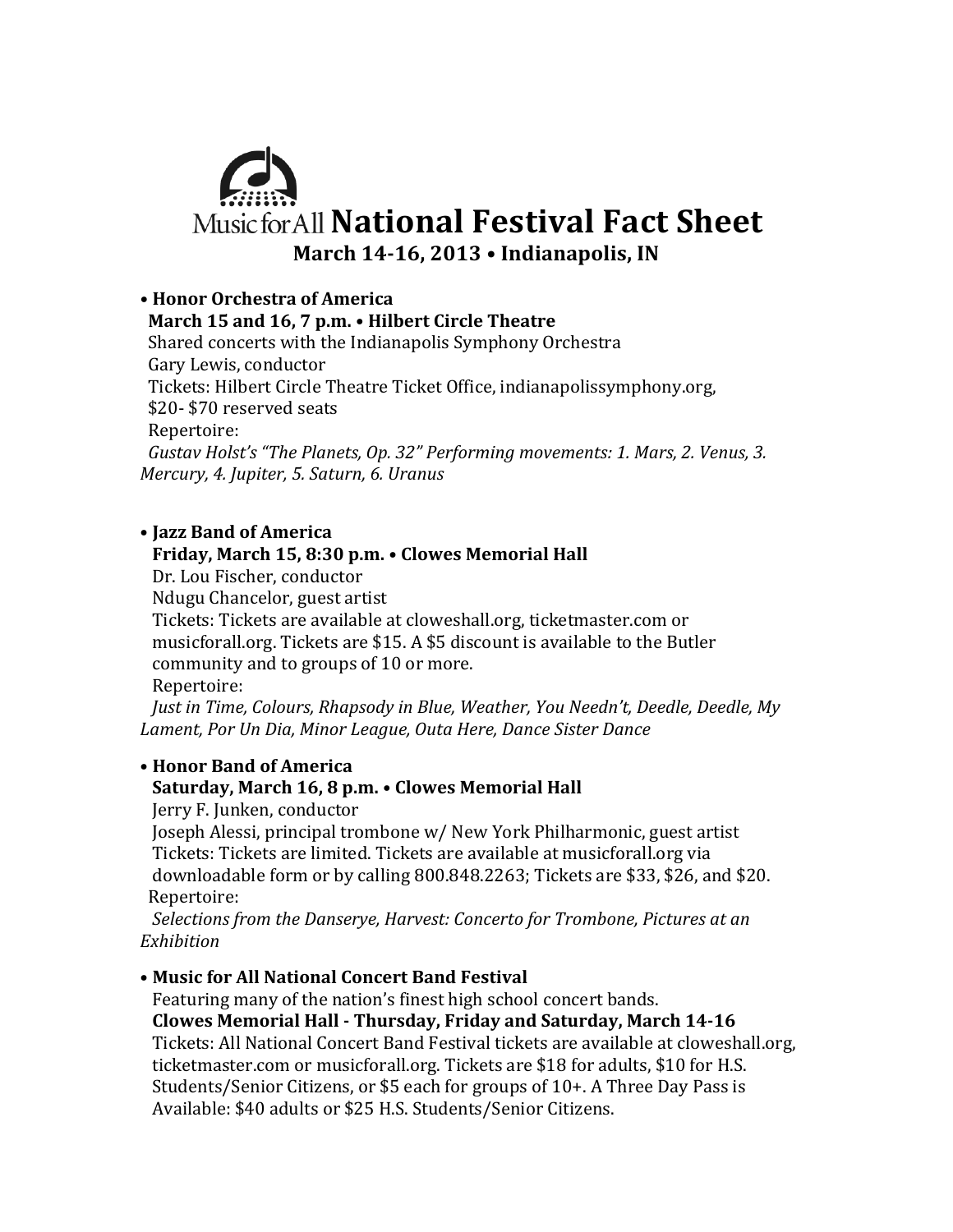# Music for All National Festival Fact Sheet

## March 14-16, 2013 • Indianapolis, IN

- **Honor Orchestra of America**
  **March 15 and 16, 7 p.m. • Hilbert Circle Theatre**
  Shared concerts with the Indianapolis Symphony Orchestra
  Gary Lewis, conductor
  Tickets: Hilbert Circle Theatre Ticket Office, indianapolissymphony.org, $20- $70 reserved seats
  Repertoire:
  *Gustav Holst's "The Planets, Op. 32" Performing movements: 1. Mars, 2. Venus, 3. Mercury, 4. Jupiter, 5. Saturn, 6. Uranus*

- **Jazz Band of America**
  **Friday, March 15, 8:30 p.m. • Clowes Memorial Hall**
  Dr. Lou Fischer, conductor
  Ndugu Chancelor, guest artist
  Tickets: Tickets are available at cloweshall.org, ticketmaster.com or musicforall.org. Tickets are $15. A $5 discount is available to the Butler community and to groups of 10 or more.
  Repertoire:
  *Just in Time, Colours, Rhapsody in Blue, Weather, You Needn't, Deedle, Deedle, My Lament, Por Un Dia, Minor League, Outa Here, Dance Sister Dance*

- **Honor Band of America**
  **Saturday, March 16, 8 p.m. • Clowes Memorial Hall**
  Jerry F. Junken, conductor
  Joseph Alessi, principal trombone w/ New York Philharmonic, guest artist
  Tickets: Tickets are limited. Tickets are available at musicforall.org via downloadable form or by calling 800.848.2263; Tickets are $33, $26, and $20.
  Repertoire:
  *Selections from the Danserye, Harvest: Concerto for Trombone, Pictures at an Exhibition*

- **Music for All National Concert Band Festival**
  Featuring many of the nation's finest high school concert bands.
  **Clowes Memorial Hall - Thursday, Friday and Saturday, March 14-16**
  Tickets: All National Concert Band Festival tickets are available at cloweshall.org, ticketmaster.com or musicforall.org. Tickets are $18 for adults, $10 for H.S. Students/Senior Citizens, or $5 each for groups of 10+. A Three Day Pass is Available: $40 adults or $25 H.S. Students/Senior Citizens.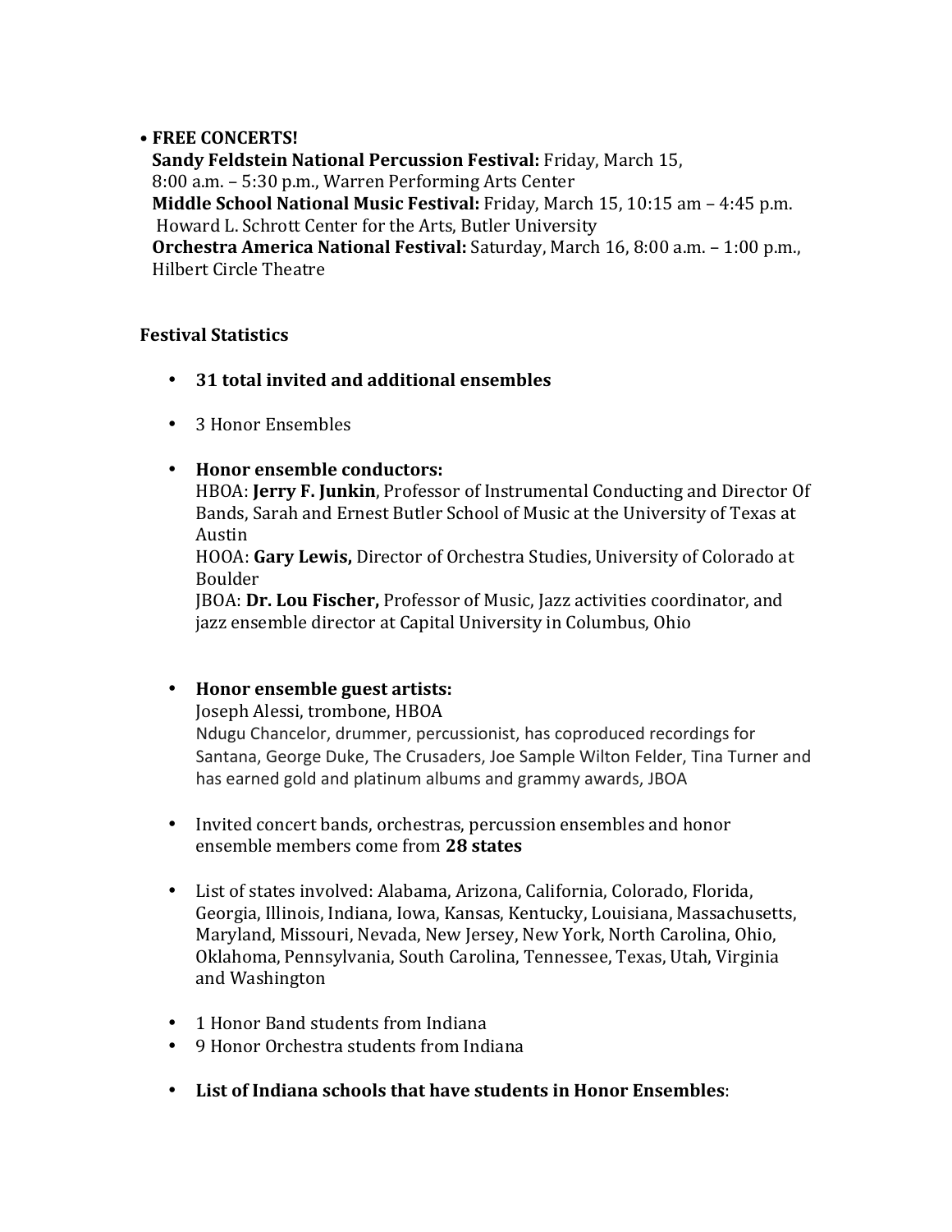- **FREE CONCERTS!**
  **Sandy Feldstein National Percussion Festival:** Friday, March 15, 8:00 a.m. – 5:30 p.m., Warren Performing Arts Center
  **Middle School National Music Festival:** Friday, March 15, 10:15 am – 4:45 p.m. Howard L. Schrott Center for the Arts, Butler University
  **Orchestra America National Festival:** Saturday, March 16, 8:00 a.m. – 1:00 p.m., Hilbert Circle Theatre

**Festival Statistics**

- **31 total invited and additional ensembles**
- 3 Honor Ensembles
- **Honor ensemble conductors:**
  HBOA: **Jerry F. Junkin**, Professor of Instrumental Conducting and Director Of Bands, Sarah and Ernest Butler School of Music at the University of Texas at Austin
  HOOA: **Gary Lewis,** Director of Orchestra Studies, University of Colorado at Boulder
  JBOA: **Dr. Lou Fischer,** Professor of Music, Jazz activities coordinator, and jazz ensemble director at Capital University in Columbus, Ohio
- **Honor ensemble guest artists:**
  Joseph Alessi, trombone, HBOA
  Ndugu Chancelor, drummer, percussionist, has coproduced recordings for Santana, George Duke, The Crusaders, Joe Sample Wilton Felder, Tina Turner and has earned gold and platinum albums and grammy awards, JBOA
- Invited concert bands, orchestras, percussion ensembles and honor ensemble members come from **28 states**
- List of states involved: Alabama, Arizona, California, Colorado, Florida, Georgia, Illinois, Indiana, Iowa, Kansas, Kentucky, Louisiana, Massachusetts, Maryland, Missouri, Nevada, New Jersey, New York, North Carolina, Ohio, Oklahoma, Pennsylvania, South Carolina, Tennessee, Texas, Utah, Virginia and Washington
- 1 Honor Band students from Indiana
- 9 Honor Orchestra students from Indiana
- **List of Indiana schools that have students in Honor Ensembles**: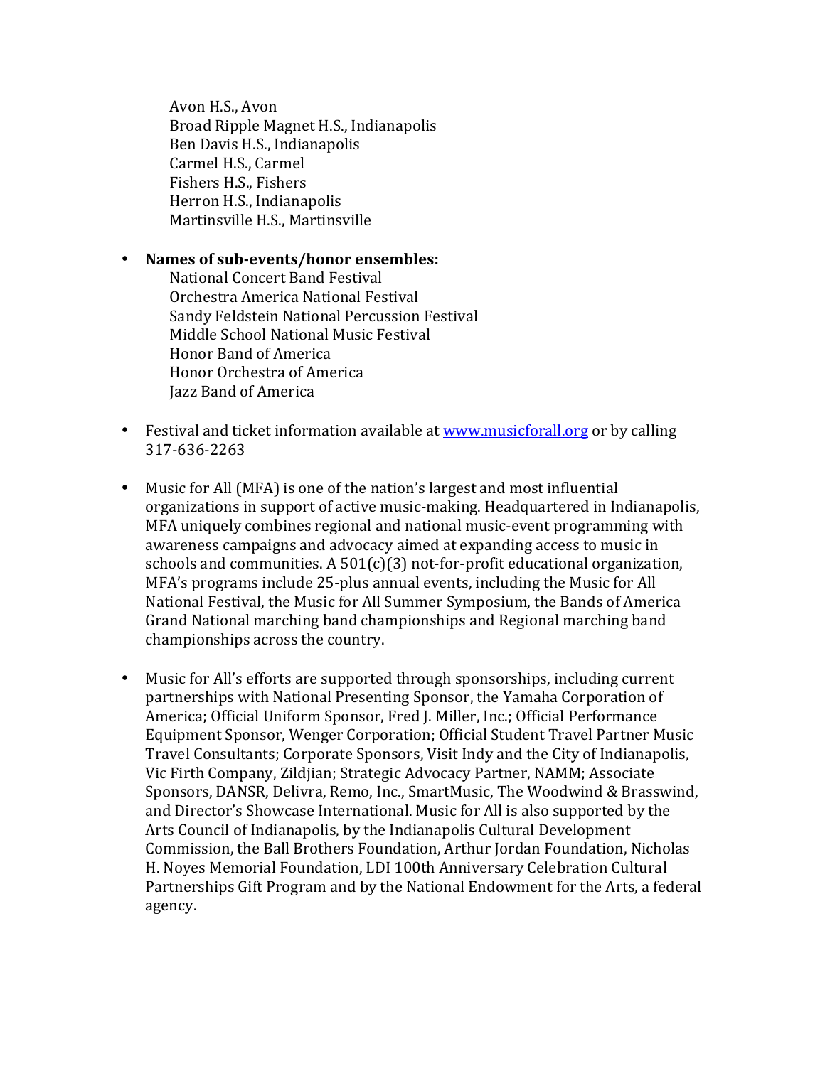Avon H.S., Avon
Broad Ripple Magnet H.S., Indianapolis
Ben Davis H.S., Indianapolis
Carmel H.S., Carmel
Fishers H.S., Fishers
Herron H.S., Indianapolis
Martinsville H.S., Martinsville

- **Names of sub-events/honor ensembles:**
  National Concert Band Festival
  Orchestra America National Festival
  Sandy Feldstein National Percussion Festival
  Middle School National Music Festival
  Honor Band of America
  Honor Orchestra of America
  Jazz Band of America

- Festival and ticket information available at [www.musicforall.org](http://www.musicforall.org) or by calling 317-636-2263

- Music for All (MFA) is one of the nation's largest and most influential organizations in support of active music-making. Headquartered in Indianapolis, MFA uniquely combines regional and national music-event programming with awareness campaigns and advocacy aimed at expanding access to music in schools and communities. A 501(c)(3) not-for-profit educational organization, MFA's programs include 25-plus annual events, including the Music for All National Festival, the Music for All Summer Symposium, the Bands of America Grand National marching band championships and Regional marching band championships across the country.

- Music for All's efforts are supported through sponsorships, including current partnerships with National Presenting Sponsor, the Yamaha Corporation of America; Official Uniform Sponsor, Fred J. Miller, Inc.; Official Performance Equipment Sponsor, Wenger Corporation; Official Student Travel Partner Music Travel Consultants; Corporate Sponsors, Visit Indy and the City of Indianapolis, Vic Firth Company, Zildjian; Strategic Advocacy Partner, NAMM; Associate Sponsors, DANSR, Delivra, Remo, Inc., SmartMusic, The Woodwind & Brasswind, and Director's Showcase International. Music for All is also supported by the Arts Council of Indianapolis, by the Indianapolis Cultural Development Commission, the Ball Brothers Foundation, Arthur Jordan Foundation, Nicholas H. Noyes Memorial Foundation, LDI 100th Anniversary Celebration Cultural Partnerships Gift Program and by the National Endowment for the Arts, a federal agency.